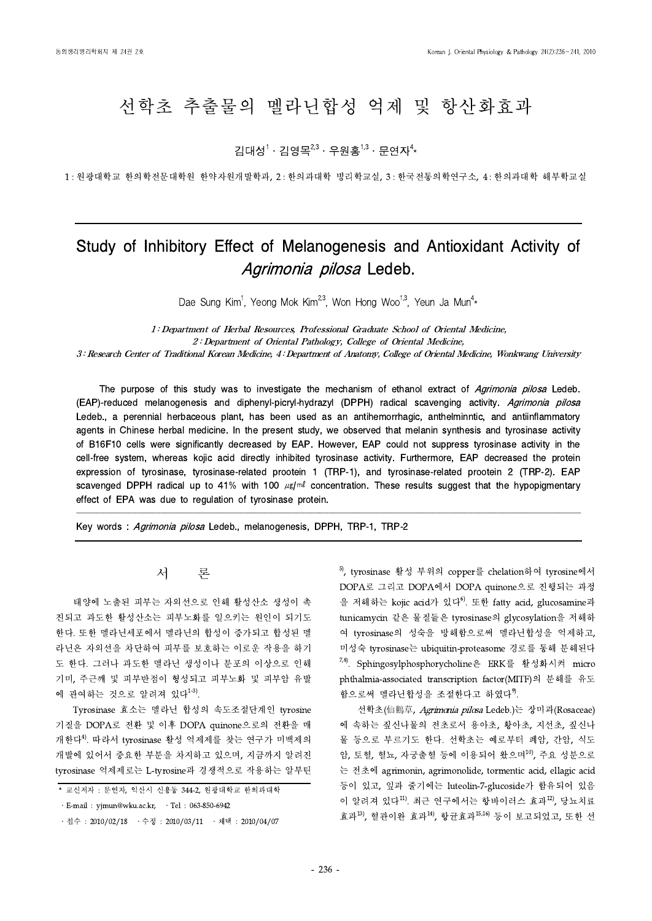# 선학초 추출물의 멜라닌합성 억제 및 항산화효과

김대성[1] · 김영목[2,3] · 우원홍[1,3] · 문연자[4]*

1 : 원광대학교 한의학전문대학원 한약자원개발학과, 2 : 한의과대학 병리학교실, 3 : 한국전통의학연구소, 4 : 한의과대학 해부학교실

# Study of Inhibitory Effect of Melanogenesis and Antioxidant Activity of *Agrimonia pilosa* Ledeb.

Dae Sung Kim[1], Yeong Mok Kim[2,3], Won Hong Woo[1,3], Yeun Ja Mun[4]*

*1 : Department of Herbal Resources, Professional Graduate School of Oriental Medicine,*
*2 : Department of Oriental Pathology, College of Oriental Medicine,*
*3 : Research Center of Traditional Korean Medicine, 4 : Department of Anatomy, College of Oriental Medicine, Wonkwang University*

The purpose of this study was to investigate the mechanism of ethanol extract of *Agrimonia pilosa* Ledeb. (EAP)-reduced melanogenesis and diphenyl-picryl-hydrazyl (DPPH) radical scavenging activity. *Agrimonia pilosa* Ledeb., a perennial herbaceous plant, has been used as an antihemorrhagic, anthelminntic, and antiinflammatory agents in Chinese herbal medicine. In the present study, we observed that melanin synthesis and tyrosinase activity of B16F10 cells were significantly decreased by EAP. However, EAP could not suppress tyrosinase activity in the cell-free system, whereas kojic acid directly inhibited tyrosinase activity. Furthermore, EAP decreased the protein expression of tyrosinase, tyrosinase-related prootein 1 (TRP-1), and tyrosinase-related prootein 2 (TRP-2). EAP scavenged DPPH radical up to 41% with 100 ㎍/㎖ concentration. These results suggest that the hypopigmentary effect of EPA was due to regulation of tyrosinase protein.

Key words : *Agrimonia pilosa* Ledeb., melanogenesis, DPPH, TRP-1, TRP-2

## 서 론

태양에 노출된 피부는 자외선으로 인해 활성산소 생성이 촉진되고 과도한 활성산소는 피부노화를 일으키는 원인이 되기도 한다. 또한 멜라닌세포에서 멜라닌의 합성이 증가되고 합성된 멜라닌은 자외선을 차단하여 피부를 보호하는 이로운 작용을 하기도 한다. 그러나 과도한 멜라닌 생성이나 분포의 이상으로 인해 기미, 주근깨 및 피부반점이 형성되고 피부노화 및 피부암 유발에 관여하는 것으로 알려져 있다[1-3].

Tyrosinase 효소는 멜라닌 합성의 속도조절단계인 tyrosine 기질을 DOPA로 전환 및 이후 DOPA quinone으로의 전환을 매개한다[4]. 따라서 tyrosinase 활성 억제제를 찾는 연구가 미백제의 개발에 있어서 중요한 부분을 차지하고 있으며, 지금까지 알려진 tyrosinase 억제제로는 L-tyrosine과 경쟁적으로 작용하는 알부틴[5], tyrosinase 활성 부위의 copper를 chelation하여 tyrosine에서 DOPA로 그리고 DOPA에서 DOPA quinone으로 진행되는 과정을 저해하는 kojic acid가 있다[6]. 또한 fatty acid, glucosamine과 tunicamycin 같은 물질들은 tyrosinase의 glycosylation을 저해하여 tyrosinase의 성숙을 방해함으로써 멜라닌합성을 억제하고, 미성숙 tyrosinase는 ubiquitin-proteasome 경로를 통해 분해된다[7,8]. Sphingosylphosphorycholine은 ERK를 활성화시켜 micro phthalmia-associated transcription factor(MITF)의 분해를 유도함으로써 멜라닌합성을 조절한다고 하였다[9].

선학초(仙鶴草, *Agrimonia pilosa* Ledeb.)는 장미과(Rosaceae)에 속하는 짚신나물의 전초로서 용아초, 황아초, 지선초, 짚신나물 등으로 부르기도 한다. 선학초는 예로부터 폐암, 간암, 식도암, 토혈, 혈뇨, 자궁출혈 등에 이용되어 왔으며[10], 주요 성분으로는 전초에 agrimonin, agrimonolide, tormentic acid, ellagic acid 등이 있고, 잎과 줄기에는 luteolin-7-glucoside가 함유되어 있음이 알려져 있다[11]. 최근 연구에서는 항바이러스 효과[12], 당뇨치료효과[13], 혈관이완 효과[14], 항균효과[15,16] 등이 보고되었고, 또한 선

---

* 교신저자 : 문연자, 익산시 신용동 344-2, 원광대학교 한의과대학
· E-mail : yjmun@wku.ac.kr, · Tel : 063-850-6942
· 접수 : 2010/02/18 · 수정 : 2010/03/11 · 채택 : 2010/04/07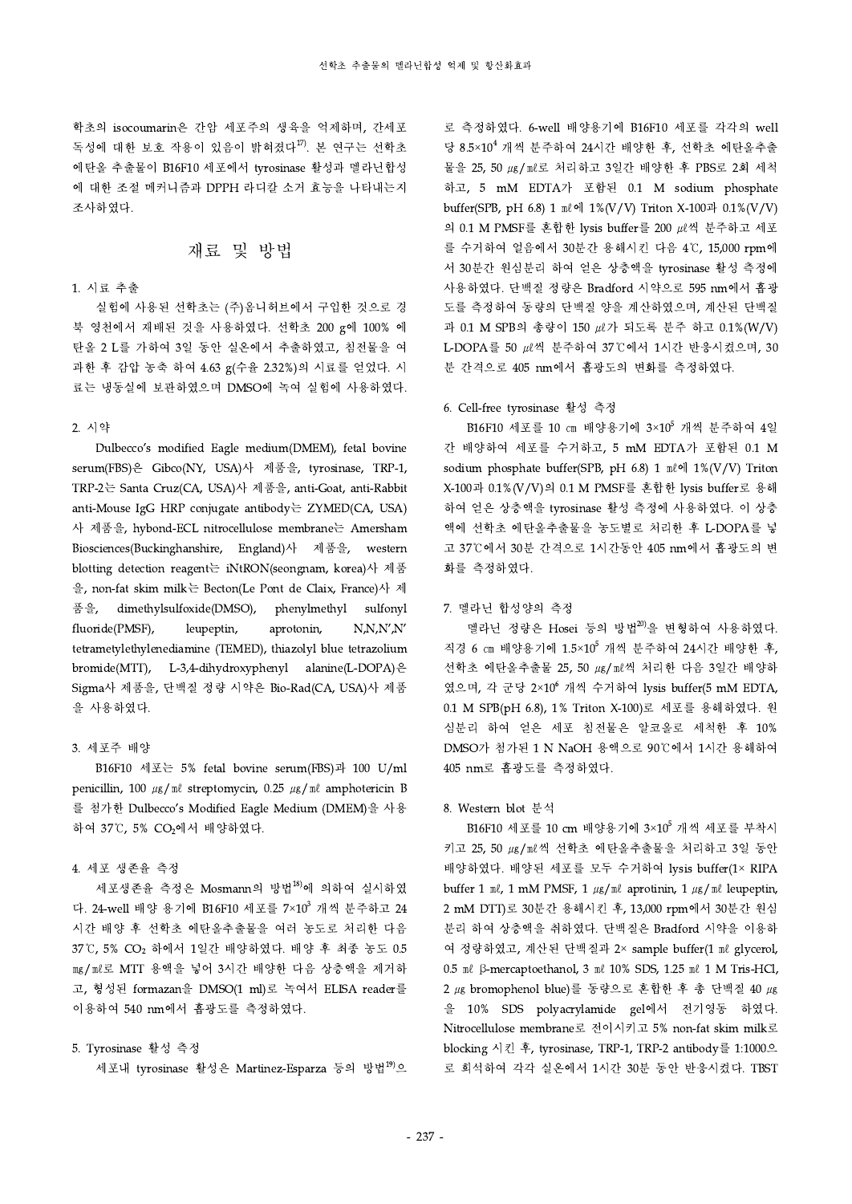학초의 isocoumarin은 간암 세포주의 생육을 억제하며, 간세포 독성에 대한 보호 작용이 있음이 밝혀졌다[17]. 본 연구는 선학초 에탄올 추출물이 B16F10 세포에서 tyrosinase 활성과 멜라닌합성에 대한 조절 메커니즘과 DPPH 라디칼 소거 효능을 나타내는지 조사하였다.

## 재료 및 방법

### 1. 시료 추출

실험에 사용된 선학초는 (주)옴니허브에서 구입한 것으로 경북 영천에서 재배된 것을 사용하였다. 선학초 200 g에 100% 에탄올 2 L를 가하여 3일 동안 실온에서 추출하였고, 침전물을 여과한 후 감압 농축 하여 4.63 g(수율 2.32%)의 시료를 얻었다. 시료는 냉동실에 보관하였으며 DMSO에 녹여 실험에 사용하였다.

### 2. 시약

Dulbecco's modified Eagle medium(DMEM), fetal bovine serum(FBS)은 Gibco(NY, USA)사 제품을, tyrosinase, TRP-1, TRP-2는 Santa Cruz(CA, USA)사 제품을, anti-Goat, anti-Rabbit anti-Mouse IgG HRP conjugate antibody는 ZYMED(CA, USA)사 제품을, hybond-ECL nitrocellulose membrane는 Amersham Biosciences(Buckinghanshire, England)사 제품을, western blotting detection reagent는 iNtRON(seongnam, korea)사 제품을, non-fat skim milk는 Becton(Le Pont de Claix, France)사 제품을, dimethylsulfoxide(DMSO), phenylmethyl sulfonyl fluoride(PMSF), leupeptin, aprotonin, N,N,N',N' tetrametylethylenediamine (TEMED), thiazolyl blue tetrazolium bromide(MTT), L-3,4-dihydroxyphenyl alanine(L-DOPA)은 Sigma사 제품을, 단백질 정량 시약은 Bio-Rad(CA, USA)사 제품을 사용하였다.

### 3. 세포주 배양

B16F10 세포는 5% fetal bovine serum(FBS)과 100 U/ml penicillin, 100 ㎍/㎖ streptomycin, 0.25 ㎍/㎖ amphotericin B를 첨가한 Dulbecco's Modified Eagle Medium (DMEM)을 사용하여 37℃, 5% $CO_2$에서 배양하였다.

### 4. 세포 생존율 측정

세포생존율 측정은 Mosmann의 방법[18]에 의하여 실시하였다. 24-well 배양 용기에 B16F10 세포를 $7×10^3$ 개씩 분주하고 24시간 배양 후 선학초 에탄올추출물을 여러 농도로 처리한 다음 37℃, 5% $CO_2$ 하에서 1일간 배양하였다. 배양 후 최종 농도 0.5 ㎎/㎖로 MTT 용액을 넣어 3시간 배양한 다음 상층액을 제거하고, 형성된 formazan을 DMSO(1 ml)로 녹여서 ELISA reader를 이용하여 540 nm에서 흡광도를 측정하였다.

### 5. Tyrosinase 활성 측정

세포내 tyrosinase 활성은 Martinez-Esparza 등의 방법[19]으로 측정하였다. 6-well 배양용기에 B16F10 세포를 각각의 well당 $8.5×10^4$ 개씩 분주하여 24시간 배양한 후, 선학초 에탄올추출물을 25, 50 ㎍/㎖로 처리하고 3일간 배양한 후 PBS로 2회 세척하고, 5 mM EDTA가 포함된 0.1 M sodium phosphate buffer(SPB, pH 6.8) 1 ㎖에 1%(V/V) Triton X-100과 0.1%(V/V)의 0.1 M PMSF를 혼합한 lysis buffer를 200 ㎕씩 분주하고 세포를 수거하여 얼음에서 30분간 용해시킨 다음 4℃, 15,000 rpm에서 30분간 원심분리 하여 얻은 상층액을 tyrosinase 활성 측정에 사용하였다. 단백질 정량은 Bradford 시약으로 595 nm에서 흡광도를 측정하여 동량의 단백질 양을 계산하였으며, 계산된 단백질과 0.1 M SPB의 총량이 150 ㎕가 되도록 분주 하고 0.1%(W/V) L-DOPA를 50 ㎕씩 분주하여 37℃에서 1시간 반응시켰으며, 30분 간격으로 405 nm에서 흡광도의 변화를 측정하였다.

### 6. Cell-free tyrosinase 활성 측정

B16F10 세포를 10 ㎝ 배양용기에 $3×10^5$ 개씩 분주하여 4일간 배양하여 세포를 수거하고, 5 mM EDTA가 포함된 0.1 M sodium phosphate buffer(SPB, pH 6.8) 1 ㎖에 1%(V/V) Triton X-100과 0.1%(V/V)의 0.1 M PMSF를 혼합한 lysis buffer로 용해하여 얻은 상층액을 tyrosinase 활성 측정에 사용하였다. 이 상층액에 선학초 에탄올추출물을 농도별로 처리한 후 L-DOPA를 넣고 37℃에서 30분 간격으로 1시간동안 405 nm에서 흡광도의 변화를 측정하였다.

### 7. 멜라닌 합성양의 측정

멜라닌 정량은 Hosei 등의 방법[20]을 변형하여 사용하였다. 직경 6 ㎝ 배양용기에 $1.5×10^5$ 개씩 분주하여 24시간 배양한 후, 선학초 에탄올추출물 25, 50 ㎍/㎖씩 처리한 다음 3일간 배양하였으며, 각 군당 $2×10^6$ 개씩 수거하여 lysis buffer(5 mM EDTA, 0.1 M SPB(pH 6.8), 1% Triton X-100)로 세포를 용해하였다. 원심분리 하여 얻은 세포 침전물은 알코올로 세척한 후 10% DMSO가 첨가된 1 N NaOH 용액으로 90℃에서 1시간 용해하여 405 nm로 흡광도를 측정하였다.

### 8. Western blot 분석

B16F10 세포를 10 cm 배양용기에 $3×10^5$ 개씩 세포를 부착시키고 25, 50 ㎍/㎖씩 선학초 에탄올추출물을 처리하고 3일 동안 배양하였다. 배양된 세포를 모두 수거하여 lysis buffer(1× RIPA buffer 1 ㎖, 1 mM PMSF, 1 ㎍/㎖ aprotinin, 1 ㎍/㎖ leupeptin, 2 mM DTT)로 30분간 용해시킨 후, 13,000 rpm에서 30분간 원심분리 하여 상층액을 취하였다. 단백질은 Bradford 시약을 이용하여 정량하였고, 계산된 단백질과 2× sample buffer(1 ㎖ glycerol, 0.5 ㎖ β-mercaptoethanol, 3 ㎖ 10% SDS, 1.25 ㎖ 1 M Tris-HCl, 2 ㎍ bromophenol blue)를 동량으로 혼합한 후 총 단백질 40 ㎍을 10% SDS polyacrylamide gel에서 전기영동 하였다. Nitrocellulose membrane로 전이시키고 5% non-fat skim milk로 blocking 시킨 후, tyrosinase, TRP-1, TRP-2 antibody를 1:1000으로 희석하여 각각 실온에서 1시간 30분 동안 반응시켰다. TBST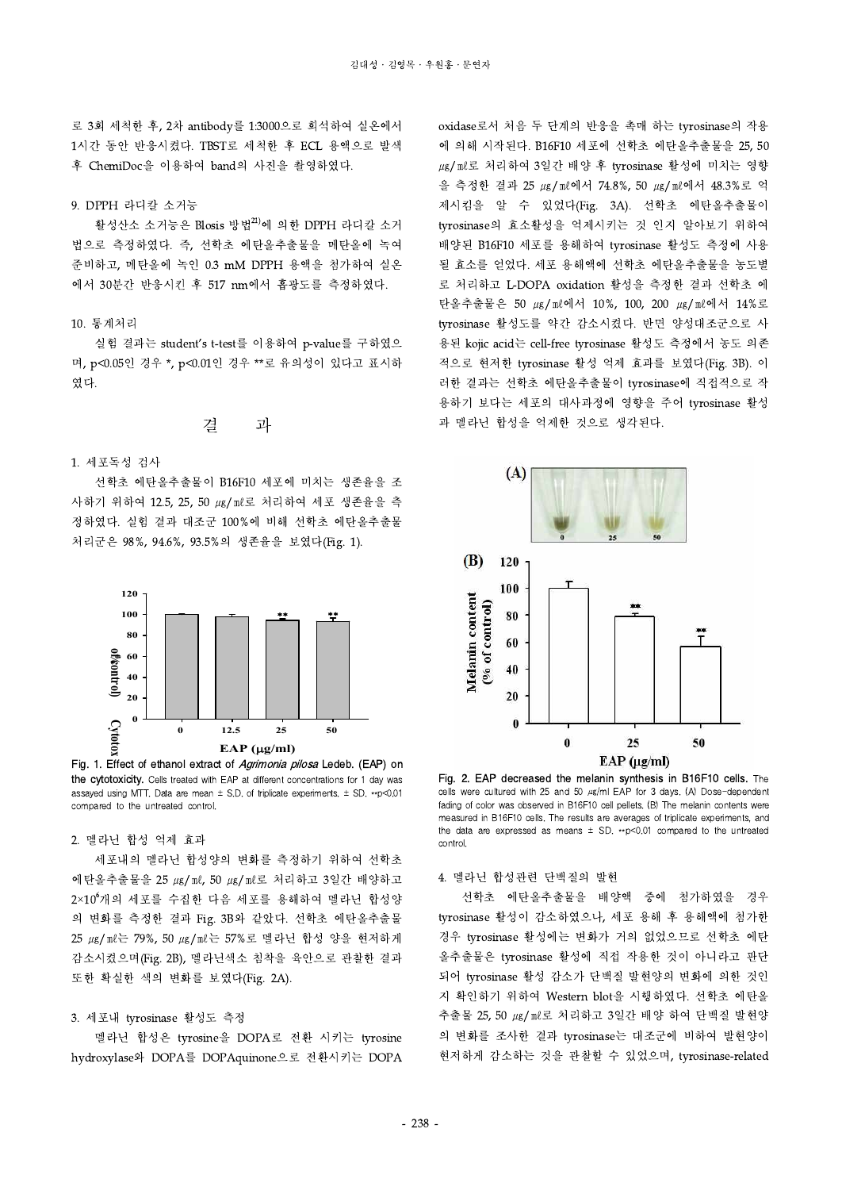로 3회 세척한 후, 2차 antibody를 1:3000으로 희석하여 실온에서 1시간 동안 반응시켰다. TBST로 세척한 후 ECL 용액으로 발색 후 ChemiDoc을 이용하여 band의 사진을 촬영하였다.

### 9. DPPH 라디칼 소거능

활성산소 소거능은 Blosis 방법[21]에 의한 DPPH 라디칼 소거법으로 측정하였다. 즉, 선학초 에탄올추출물을 메탄올에 녹여 준비하고, 메탄올에 녹인 0.3 mM DPPH 용액을 첨가하여 실온에서 30분간 반응시킨 후 517 nm에서 흡광도를 측정하였다.

### 10. 통계처리

실험 결과는 student's t-test를 이용하여 p-value를 구하였으며, $p<0.05$인 경우 *, $p<0.01$인 경우 **로 유의성이 있다고 표시하였다.

## 결 과

### 1. 세포독성 검사

선학초 에탄올추출물이 B16F10 세포에 미치는 생존율을 조사하기 위하여 12.5, 25, 50 ㎍/㎖로 처리하여 세포 생존율을 측정하였다. 실험 결과 대조군 100%에 비해 선학초 에탄올추출물 처리군은 98%, 94.6%, 93.5%의 생존율을 보였다(Fig. 1).

Fig. 1. Effect of ethanol extract of *Agrimonia pilosa* Ledeb. (EAP) on the cytotoxicity. Cells treated with EAP at different concentrations for 1 day was assayed using MTT. Data are mean ± S.D. of triplicate experiments. ± SD. **p<0.01 compared to the untreated control.

### 2. 멜라닌 합성 억제 효과

세포내의 멜라닌 합성양의 변화를 측정하기 위하여 선학초 에탄올추출물을 25 ㎍/㎖, 50 ㎍/㎖로 처리하고 3일간 배양하고 $2\times10^6$개의 세포를 수집한 다음 세포를 용해하여 멜라닌 합성양의 변화를 측정한 결과 Fig. 3B와 같았다. 선학초 에탄올추출물 25 ㎍/㎖는 79%, 50 ㎍/㎖는 57%로 멜라닌 합성 양을 현저하게 감소시켰으며(Fig. 2B), 멜라닌색소 침착을 육안으로 관찰한 결과 또한 확실한 색의 변화를 보였다(Fig. 2A).

### 3. 세포내 tyrosinase 활성도 측정

멜라닌 합성은 tyrosine을 DOPA로 전환 시키는 tyrosine hydroxylase와 DOPA를 DOPAquinone으로 전환시키는 DOPA oxidase로서 처음 두 단계의 반응을 촉매 하는 tyrosinase의 작용에 의해 시작된다. B16F10 세포에 선학초 에탄올추출물을 25, 50 ㎍/㎖로 처리하여 3일간 배양 후 tyrosinase 활성에 미치는 영향을 측정한 결과 25 ㎍/㎖에서 74.8%, 50 ㎍/㎖에서 48.3%로 억제시킴을 알 수 있었다(Fig. 3A). 선학초 에탄올추출물이 tyrosinase의 효소활성을 억제시키는 것 인지 알아보기 위하여 배양된 B16F10 세포를 용해하여 tyrosinase 활성도 측정에 사용될 효소를 얻었다. 세포 용해액에 선학초 에탄올추출물을 농도별로 처리하고 L-DOPA oxidation 활성을 측정한 결과 선학초 에탄올추출물은 50 ㎍/㎖에서 10%, 100, 200 ㎍/㎖에서 14%로 tyrosinase 활성도를 약간 감소시켰다. 반면 양성대조군으로 사용된 kojic acid는 cell-free tyrosinase 활성도 측정에서 농도 의존적으로 현저한 tyrosinase 활성 억제 효과를 보였다(Fig. 3B). 이러한 결과는 선학초 에탄올추출물이 tyrosinase에 직접적으로 작용하기 보다는 세포의 대사과정에 영향을 주어 tyrosinase 활성과 멜라닌 합성을 억제한 것으로 생각된다.

Fig. 2. EAP decreased the melanin synthesis in B16F10 cells. The cells were cultured with 25 and 50 ㎍/ml EAP for 3 days. (A) Dose-dependent fading of color was observed in B16F10 cell pellets. (B) The melanin contents were measured in B16F10 cells. The results are averages of triplicate experiments, and the data are expressed as means ± SD. **p<0.01 compared to the untreated control.

### 4. 멜라닌 합성관련 단백질의 발현

선학초 에탄올추출물을 배양액 중에 첨가하였을 경우 tyrosinase 활성이 감소하였으나, 세포 용해 후 용해액에 첨가한 경우 tyrosinase 활성에는 변화가 거의 없었으므로 선학초 에탄올추출물은 tyrosinase 활성에 직접 작용한 것이 아니라고 판단되어 tyrosinase 활성 감소가 단백질 발현양의 변화에 의한 것인지 확인하기 위하여 Western blot을 시행하였다. 선학초 에탄올추출물 25, 50 ㎍/㎖로 처리하고 3일간 배양 하여 단백질 발현양의 변화를 조사한 결과 tyrosinase는 대조군에 비하여 발현양이 현저하게 감소하는 것을 관찰할 수 있었으며, tyrosinase-related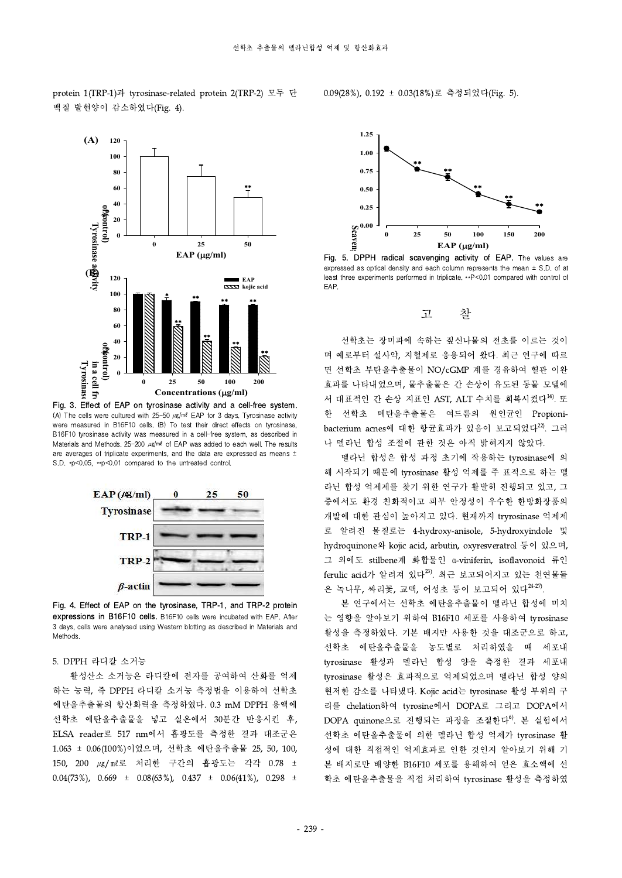protein 1(TRP-1)과 tyrosinase-related protein 2(TRP-2) 모두 단백질 발현양이 감소하였다(Fig. 4).

Fig. 3. Effect of EAP on tyrosinase activity and a cell-free system. (A) The cells were cultured with 25–50 ㎍/㎖ EAP for 3 days. Tyrosinase activity were measured in B16F10 cells. (B) To test their direct effects on tyrosinase, B16F10 tyrosinase activity was measured in a cell-free system, as described in Materials and Methods. 25–200 ㎍/㎖ of EAP was added to each well. The results are averages of triplicate experiments, and the data are expressed as means ± S.D. *p<0.05, **p<0.01 compared to the untreated control.

Fig. 4. Effect of EAP on the tyrosinase, TRP-1, and TRP-2 protein expressions in B16F10 cells. B16F10 cells were incubated with EAP. After 3 days, cells were analysed using Western blotting as described in Materials and Methods.

5. DPPH 라디칼 소거능

활성산소 소거능은 라디칼에 전자를 공여하여 산화를 억제하는 능력, 즉 DPPH 라디칼 소거능 측정법을 이용하여 선학초 에탄올추출물의 항산화력을 측정하였다. 0.3 mM DPPH 용액에 선학초 에탄올추출물을 넣고 실온에서 30분간 반응시킨 후, ELSA reader로 517 nm에서 흡광도를 측정한 결과 대조군은 1.063 ± 0.06(100%)이었으며, 선학초 에탄올추출물 25, 50, 100, 150, 200 ㎍/㎖로 처리한 구간의 흡광도는 각각 0.78 ± 0.04(73%), 0.669 ± 0.08(63%), 0.437 ± 0.06(41%), 0.298 ± 0.09(28%), 0.192 ± 0.03(18%)로 측정되었다(Fig. 5).

Fig. 5. DPPH radical scavenging activity of EAP. The values are expressed as optical density and each column represents the mean ± S.D. of at least three experiments performed in triplicate. **P<0.01 compared with control of EAP.

## 고 찰

선학초는 장미과에 속하는 짚신나물의 전초를 이르는 것이며 예로부터 설사약, 지혈제로 응용되어 왔다. 최근 연구에 따르면 선학초 부탄올추출물이 NO/cGMP 계를 경유하여 혈관 이완효과를 나타내었으며, 물추출물은 간 손상이 유도된 동물 모델에서 대표적인 간 손상 지표인 AST, ALT 수치를 회복시켰다[14]. 또한 선학초 메탄올추출물은 여드름의 원인균인 Propionibacterium acnes에 대한 항균효과가 있음이 보고되었다[22]. 그러나 멜라닌 합성 조절에 관한 것은 아직 밝혀지지 않았다.

멜라닌 합성은 합성 과정 초기에 작용하는 tyrosinase에 의해 시작되기 때문에 tyrosinase 활성 억제를 주 표적으로 하는 멜라닌 합성 억제제를 찾기 위한 연구가 활발히 진행되고 있고, 그 중에서도 환경 친화적이고 피부 안정성이 우수한 한방화장품의 개발에 대한 관심이 높아지고 있다. 현재까지 trryrosinase 억제제로 알려진 물질로는 4-hydroxy-anisole, 5-hydroxyindole 및 hydroquinone와 kojic acid, arbutin, oxyresveratrol 등이 있으며, 그 외에도 stilbene계 화합물인 α-viniferin, isoflavonoid 류인 ferulic acid가 알려져 있다[23]. 최근 보고되어지고 있는 천연물들은 녹나무, 싸리꽃, 교맥, 어성초 등이 보고되어 있다[24-27].

본 연구에서는 선학초 에탄올추출물이 멜라닌 합성에 미치는 영향을 알아보기 위하여 B16F10 세포를 사용하여 tyrosinase 활성을 측정하였다. 기본 배지만 사용한 것을 대조군으로 하고, 선학초 에탄올추출물을 농도별로 처리하였을 때 세포내 tyrosinase 활성과 멜라닌 합성 양을 측정한 결과 세포내 tyrosinase 활성은 효과적으로 억제되었으며 멜라닌 합성 양의 현저한 감소를 나타냈다. Kojic acid는 tyrosinase 활성 부위의 구리를 chelation하여 tyrosine에서 DOPA로 그리고 DOPA에서 DOPA quinone으로 진행되는 과정을 조절한다[6]. 본 실험에서 선학초 에탄올추출물에 의한 멜라닌 합성 억제가 tyrosinase 활성에 대한 직접적인 억제효과로 인한 것인지 알아보기 위해 기본 배지로만 배양한 B16F10 세포를 용해하여 얻은 효소액에 선학초 에탄올추출물을 직접 처리하여 tyrosinase 활성을 측정하였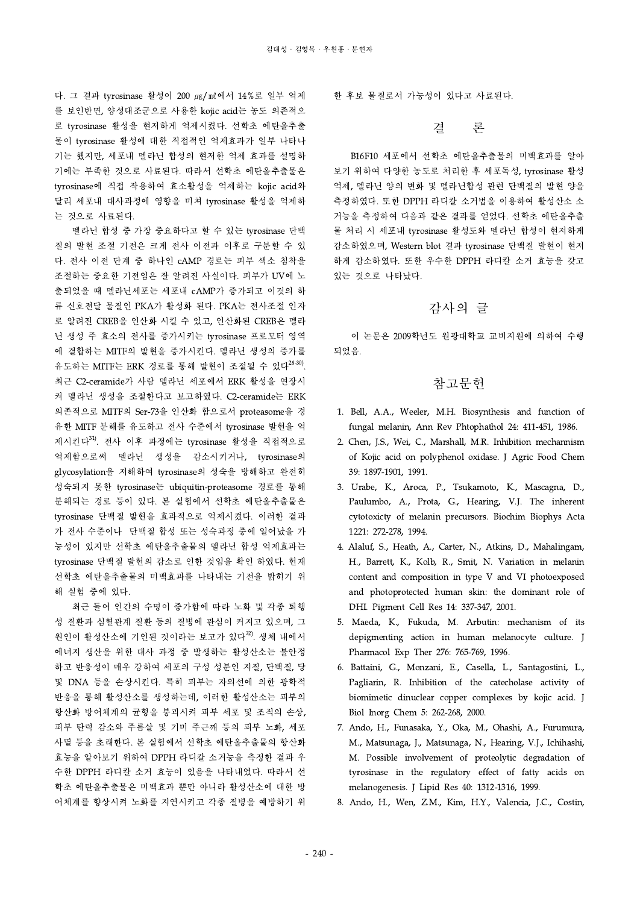다. 그 결과 tyrosinase 활성이 200 ㎍/㎖에서 14%로 일부 억제를 보인반면, 양성대조군으로 사용한 kojic acid는 농도 의존적으로 tyrosinase 활성을 현저하게 억제시켰다. 선학초 에탄올추출물이 tyrosinase 활성에 대한 직접적인 억제효과가 일부 나타나기는 했지만, 세포내 멜라닌 합성의 현저한 억제 효과를 설명하기에는 부족한 것으로 사료된다. 따라서 선학초 에탄올추출물은 tyrosinase에 직접 작용하여 효소활성을 억제하는 kojic acid와 달리 세포내 대사과정에 영향을 미쳐 tyrosinase 활성을 억제하는 것으로 사료된다.

멜라닌 합성 중 가장 중요하다고 할 수 있는 tyrosinase 단백질의 발현 조절 기전은 크게 전사 이전과 이후로 구분할 수 있다. 전사 이전 단계 중 하나인 cAMP 경로는 피부 색소 침착을 조절하는 중요한 기전임은 잘 알려진 사실이다. 피부가 UV에 노출되었을 때 멜라닌세포는 세포내 cAMP가 증가되고 이것의 하류 신호전달 물질인 PKA가 활성화 된다. PKA는 전사조절 인자로 알려진 CREB을 인산화 시킬 수 있고, 인산화된 CREB은 멜라닌 생성 주 효소의 전사를 증가시키는 tyrosinase 프로모터 영역에 결합하는 MITF의 발현을 증가시킨다. 멜라닌 생성의 증가를 유도하는 MITF는 ERK 경로를 통해 발현이 조절될 수 있다[28-30]. 최근 C2-ceramide가 사람 멜라닌 세포에서 ERK 활성을 연장시켜 멜라닌 생성을 조절한다고 보고하였다. C2-ceramide는 ERK 의존적으로 MITF의 Ser-73을 인산화 함으로서 proteasome을 경유한 MITF 분해를 유도하고 전사 수준에서 tyrosinase 발현을 억제시킨다[31]. 전사 이후 과정에는 tyrosinase 활성을 직접적으로 억제함으로써 멜라닌 생성을 감소시키거나, tyrosinase의 glycosylation을 저해하여 tyrosinase의 성숙을 방해하고 완전히 성숙되지 못한 tyrosinase는 ubiquitin-proteasome 경로를 통해 분해되는 경로 등이 있다. 본 실험에서 선학초 에탄올추출물은 tyrosinase 단백질 발현을 효과적으로 억제시켰다. 이러한 결과가 전사 수준이나 단백질 합성 또는 성숙과정 중에 일어났을 가능성이 있지만 선학초 에탄올추출물의 멜라닌 합성 억제효과는 tyrosinase 단백질 발현의 감소로 인한 것임을 확인 하였다. 현재 선학초 에탄올추출물의 미백효과를 나타내는 기전을 밝히기 위해 실험 중에 있다.

최근 들어 인간의 수명이 증가함에 따라 노화 및 각종 퇴행성 질환과 심혈관계 질환 등의 질병에 관심이 커지고 있으며, 그 원인이 활성산소에 기인된 것이라는 보고가 있다[32]. 생체 내에서 에너지 생산을 위한 대사 과정 중 발생하는 활성산소는 불안정하고 반응성이 매우 강하여 세포의 구성 성분인 지질, 단백질, 당 및 DNA 등을 손상시킨다. 특히 피부는 자외선에 의한 광학적 반응을 통해 활성산소를 생성하는데, 이러한 활성산소는 피부의 항산화 방어체계의 균형을 붕괴시켜 피부 세포 및 조직의 손상, 피부 탄력 감소와 주름살 및 기미 주근깨 등의 피부 노화, 세포 사멸 등을 초래한다. 본 실험에서 선학초 에탄올추출물의 항산화 효능을 알아보기 위하여 DPPH 라디칼 소거능을 측정한 결과 우수한 DPPH 라디칼 소거 효능이 있음을 나타내었다. 따라서 선학초 에탄올추출물은 미백효과 뿐만 아니라 활성산소에 대한 방어체계를 향상시켜 노화를 지연시키고 각종 질병을 예방하기 위한 후보 물질로서 가능성이 있다고 사료된다.

## 결 론

B16F10 세포에서 선학초 에탄올추출물의 미백효과를 알아보기 위하여 다양한 농도로 처리한 후 세포독성, tyrosinase 활성 억제, 멜라닌 양의 변화 및 멜라닌합성 관련 단백질의 발현 양을 측정하였다. 또한 DPPH 라디칼 소거법을 이용하여 활성산소 소거능을 측정하여 다음과 같은 결과를 얻었다. 선학초 에탄올추출물 처리 시 세포내 tyrosinase 활성도와 멜라닌 합성이 현저하게 감소하였으며, Western blot 결과 tyrosinase 단백질 발현이 현저하게 감소하였다. 또한 우수한 DPPH 라디칼 소거 효능을 갖고 있는 것으로 나타났다.

## 감사의 글

이 논문은 2009학년도 원광대학교 교비지원에 의하여 수행되었음.

## 참고문헌

1. Bell, A.A., Weeler, M.H. Biosynthesis and function of fungal melanin, Ann Rev Phtophathol 24: 411-451, 1986.
2. Chen, J.S., Wei, C., Marshall, M.R. Inhibition mechannism of Kojic acid on polyphenol oxidase. J Agric Food Chem 39: 1897-1901, 1991.
3. Urabe, K., Aroca, P., Tsukamoto, K., Mascagna, D., Paulumbo, A., Prota, G., Hearing, V.J. The inherent cytotoxicty of melanin precursors. Biochim Biophys Acta 1221: 272-278, 1994.
4. Alaluf, S., Heath, A., Carter, N., Atkins, D., Mahalingam, H., Barrett, K., Kolb, R., Smit, N. Variation in melanin content and composition in type V and VI photoexposed and photoprotected human skin: the dominant role of DHI. Pigment Cell Res 14: 337-347, 2001.
5. Maeda, K., Fukuda, M. Arbutin: mechanism of its depigmenting action in human melanocyte culture. J Pharmacol Exp Ther 276: 765-769, 1996.
6. Battaini, G., Monzani, E., Casella, L., Santagostini, L., Pagliarin, R. Inhibition of the catecholase activity of biomimetic dinuclear copper complexes by kojic acid. J Biol Inorg Chem 5: 262-268, 2000.
7. Ando, H., Funasaka, Y., Oka, M., Ohashi, A., Furumura, M., Matsunaga, J., Matsunaga, N., Hearing, V.J., Ichihashi, M. Possible involvement of proteolytic degradation of tyrosinase in the regulatory effect of fatty acids on melanogenesis. J Lipid Res 40: 1312-1316, 1999.
8. Ando, H., Wen, Z.M., Kim, H.Y., Valencia, J.C., Costin,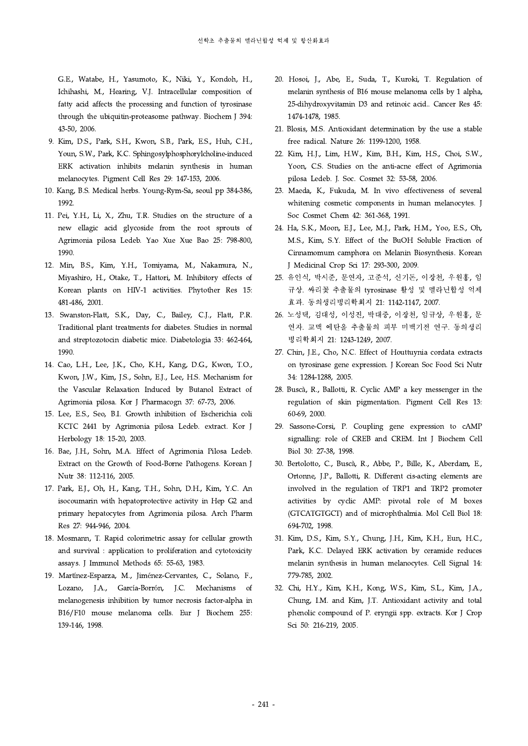G.E., Watabe, H., Yasumoto, K., Niki, Y., Kondoh, H., Ichihashi, M., Hearing, V.J. Intracellular composition of fatty acid affects the processing and function of tyrosinase through the ubiquitin-proteasome pathway. Biochem J 394: 43-50, 2006.

9. Kim, D.S., Park, S.H., Kwon, S.B., Park, E.S., Huh, C.H., Youn, S.W., Park, K.C. Sphingosylphosphorylcholine-induced ERK activation inhibits melanin synthesis in human melanocytes. Pigment Cell Res 29: 147-153, 2006.
10. Kang, B.S. Medical herbs. Young-Rym-Sa, seoul pp 384-386, 1992.
11. Pei, Y.H., Li, X., Zhu, T.R. Studies on the structure of a new ellagic acid glycoside from the root sprouts of Agrimonia pilosa Ledeb. Yao Xue Xue Bao 25: 798-800, 1990.
12. Min, B.S., Kim, Y.H., Tomiyama, M., Nakamura, N., Miyashiro, H., Otake, T., Hattori, M. Inhibitory effects of Korean plants on HIV-1 activities. Phytother Res 15: 481-486, 2001.
13. Swanston-Flatt, S.K., Day, C., Bailey, C.J., Flatt, P.R. Traditional plant treatments for diabetes. Studies in normal and streptozotocin diabetic mice. Diabetologia 33: 462-464, 1990.
14. Cao, L.H., Lee, J.K., Cho, K.H., Kang, D.G., Kwon, T.O., Kwon, J.W., Kim, J.S., Sohn, E.J., Lee, H.S. Mechanism for the Vascular Relaxation Induced by Butanol Extract of Agrimonia pilosa. Kor J Pharmacogn 37: 67-73, 2006.
15. Lee, E.S., Seo, B.I. Growth inhibition of Escherichia coli KCTC 2441 by Agrimonia pilosa Ledeb. extract. Kor J Herbology 18: 15-20, 2003.
16. Bae, J.H., Sohn, M.A. Effect of Agrimonia Pilosa Ledeb. Extract on the Growth of Food-Borne Pathogens. Korean J Nutr 38: 112-116, 2005.
17. Park, E.J., Oh, H., Kang, T.H., Sohn, D.H., Kim, Y.C. An isocoumarin with hepatoprotective activity in Hep G2 and primary hepatocytes from Agrimonia pilosa. Arch Pharm Res 27: 944-946, 2004.
18. Mosmann, T. Rapid colorimetric assay for cellular growth and survival : application to proliferation and cytotoxicity assays. J Immunol Methods 65: 55-63, 1983.
19. Martínez-Esparza, M., Jiménez-Cervantes, C., Solano, F., Lozano, J.A., García-Borrón, J.C. Mechanisms of melanogenesis inhibition by tumor necrosis factor-alpha in B16/F10 mouse melanoma cells. Eur J Biochem 255: 139-146, 1998.
20. Hosoi, J., Abe, E., Suda, T., Kuroki, T. Regulation of melanin synthesis of B16 mouse melanoma cells by 1 alpha, 25-dihydroxyvitamin D3 and retinoic acid.. Cancer Res 45: 1474-1478, 1985.
21. Blosis, M.S. Antioxidant determination by the use a stable free radical. Nature 26: 1199-1200, 1958.
22. Kim, H.J., Lim, H.W., Kim, B.H., Kim, H.S., Choi, S.W., Yoon, C.S. Studies on the anti-acne effect of Agrimonia pilosa Ledeb. J. Soc. Cosmet 32: 53-58, 2006.
23. Maeda, K., Fukuda, M. In vivo effectiveness of several whitening cosmetic components in human melanocytes. J Soc Cosmet Chem 42: 361-368, 1991.
24. Ha, S.K., Moon, E.J., Lee, M.J., Park, H.M., Yoo, E.S., Oh, M.S., Kim, S.Y. Effect of the BuOH Soluble Fraction of Cinnamomum camphora on Melanin Biosynthesis. Korean J Medicinal Crop Sci 17: 293-300, 2009.
25. 유인식, 박시준, 문연자, 고준석, 신기돈, 이장천, 우원홍, 임규상. 싸리꽃 추출물의 tyrosinase 활성 및 멜라닌합성 억제 효과. 동의생리병리학회지 21: 1142-1147, 2007.
26. 노성택, 김대성, 이성진, 박대중, 이장천, 임규상, 우원홍, 문연자. 교맥 에탄올 추출물의 피부 미백기전 연구. 동의생리병리학회지 21: 1243-1249, 2007.
27. Chin, J.E., Cho, N.C. Effect of Houttuynia cordata extracts on tyrosinase gene expression. J Korean Soc Food Sci Nutr 34: 1284-1288, 2005.
28. Buscà, R., Ballotti, R. Cyclic AMP a key messenger in the regulation of skin pigmentation. Pigment Cell Res 13: 60-69, 2000.
29. Sassone-Corsi, P. Coupling gene expression to cAMP signalling: role of CREB and CREM. Int J Biochem Cell Biol 30: 27-38, 1998.
30. Bertolotto, C., Buscà, R., Abbe, P., Bille, K., Aberdam, E., Ortonne, J.P., Ballotti, R. Different cis-acting elements are involved in the regulation of TRP1 and TRP2 promoter activities by cyclic AMP: pivotal role of M boxes (GTCATGTGCT) and of microphthalmia. Mol Cell Biol 18: 694-702, 1998.
31. Kim, D.S., Kim, S.Y., Chung, J.H., Kim, K.H., Eun, H.C., Park, K.C. Delayed ERK activation by ceramide reduces melanin synthesis in human melanocytes. Cell Signal 14: 779-785, 2002.
32. Chi, H.Y., Kim, K.H., Kong, W.S., Kim, S.L., Kim, J.A., Chung, I.M. and Kim, J.T. Antioxidant activity and total phenolic compound of P. eryngii spp. extracts. Kor J Crop Sci 50: 216-219, 2005.